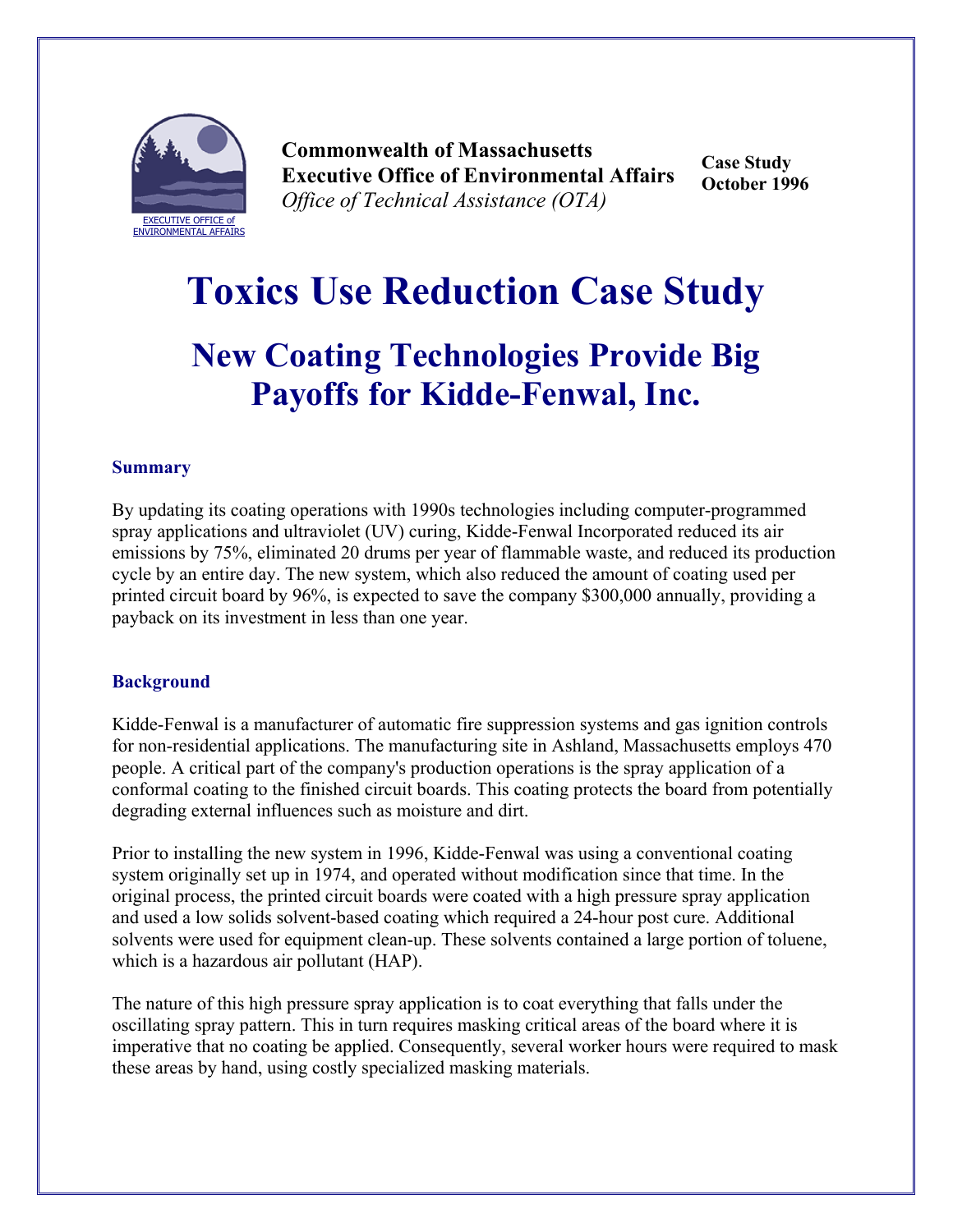EXECUTIVE OFFICE of ENVIRONMENTAL AFFAIRS

**Commonwealth of Massachusetts**
**Executive Office of Environmental Affairs**
*Office of Technical Assistance (OTA)*

**Case Study**
**October 1996**

# Toxics Use Reduction Case Study

## New Coating Technologies Provide Big Payoffs for Kidde-Fenwal, Inc.

### Summary

By updating its coating operations with 1990s technologies including computer-programmed spray applications and ultraviolet (UV) curing, Kidde-Fenwal Incorporated reduced its air emissions by 75%, eliminated 20 drums per year of flammable waste, and reduced its production cycle by an entire day. The new system, which also reduced the amount of coating used per printed circuit board by 96%, is expected to save the company $300,000 annually, providing a payback on its investment in less than one year.

### Background

Kidde-Fenwal is a manufacturer of automatic fire suppression systems and gas ignition controls for non-residential applications. The manufacturing site in Ashland, Massachusetts employs 470 people. A critical part of the company's production operations is the spray application of a conformal coating to the finished circuit boards. This coating protects the board from potentially degrading external influences such as moisture and dirt.

Prior to installing the new system in 1996, Kidde-Fenwal was using a conventional coating system originally set up in 1974, and operated without modification since that time. In the original process, the printed circuit boards were coated with a high pressure spray application and used a low solids solvent-based coating which required a 24-hour post cure. Additional solvents were used for equipment clean-up. These solvents contained a large portion of toluene, which is a hazardous air pollutant (HAP).

The nature of this high pressure spray application is to coat everything that falls under the oscillating spray pattern. This in turn requires masking critical areas of the board where it is imperative that no coating be applied. Consequently, several worker hours were required to mask these areas by hand, using costly specialized masking materials.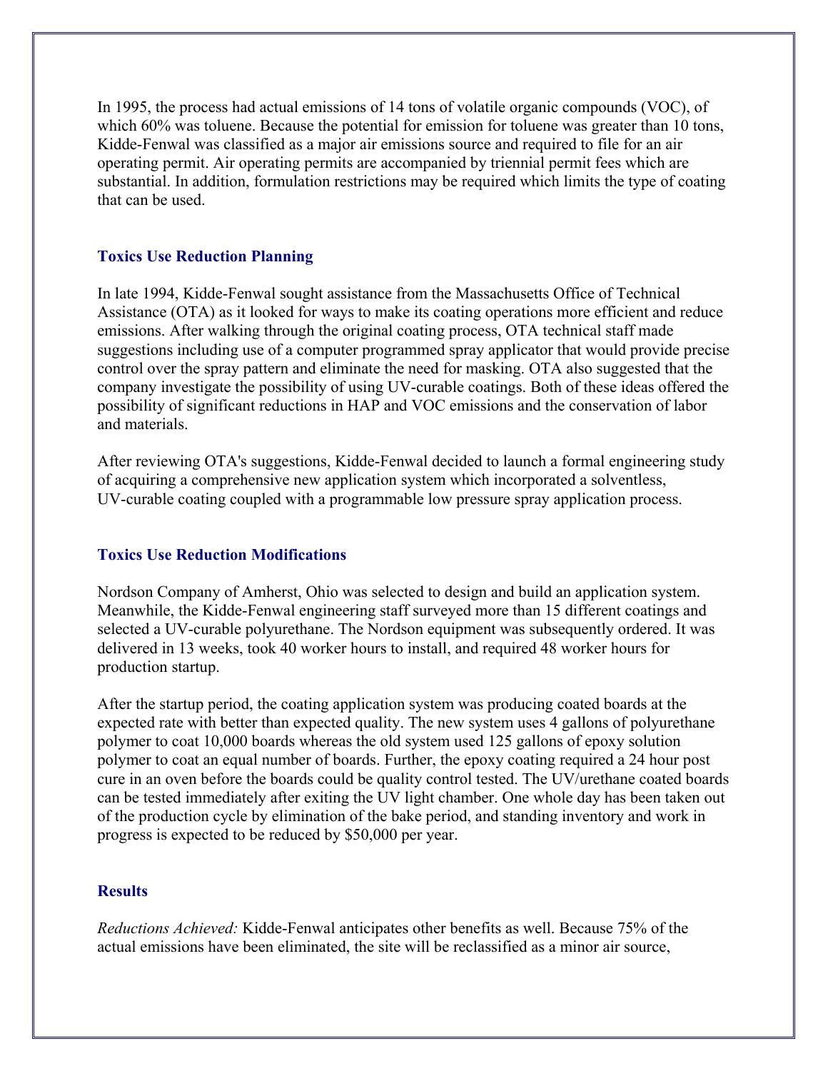In 1995, the process had actual emissions of 14 tons of volatile organic compounds (VOC), of which 60% was toluene. Because the potential for emission for toluene was greater than 10 tons, Kidde-Fenwal was classified as a major air emissions source and required to file for an air operating permit. Air operating permits are accompanied by triennial permit fees which are substantial. In addition, formulation restrictions may be required which limits the type of coating that can be used.

### Toxics Use Reduction Planning

In late 1994, Kidde-Fenwal sought assistance from the Massachusetts Office of Technical Assistance (OTA) as it looked for ways to make its coating operations more efficient and reduce emissions. After walking through the original coating process, OTA technical staff made suggestions including use of a computer programmed spray applicator that would provide precise control over the spray pattern and eliminate the need for masking. OTA also suggested that the company investigate the possibility of using UV-curable coatings. Both of these ideas offered the possibility of significant reductions in HAP and VOC emissions and the conservation of labor and materials.

After reviewing OTA's suggestions, Kidde-Fenwal decided to launch a formal engineering study of acquiring a comprehensive new application system which incorporated a solventless, UV-curable coating coupled with a programmable low pressure spray application process.

### Toxics Use Reduction Modifications

Nordson Company of Amherst, Ohio was selected to design and build an application system. Meanwhile, the Kidde-Fenwal engineering staff surveyed more than 15 different coatings and selected a UV-curable polyurethane. The Nordson equipment was subsequently ordered. It was delivered in 13 weeks, took 40 worker hours to install, and required 48 worker hours for production startup.

After the startup period, the coating application system was producing coated boards at the expected rate with better than expected quality. The new system uses 4 gallons of polyurethane polymer to coat 10,000 boards whereas the old system used 125 gallons of epoxy solution polymer to coat an equal number of boards. Further, the epoxy coating required a 24 hour post cure in an oven before the boards could be quality control tested. The UV/urethane coated boards can be tested immediately after exiting the UV light chamber. One whole day has been taken out of the production cycle by elimination of the bake period, and standing inventory and work in progress is expected to be reduced by $50,000 per year.

### Results

*Reductions Achieved:* Kidde-Fenwal anticipates other benefits as well. Because 75% of the actual emissions have been eliminated, the site will be reclassified as a minor air source,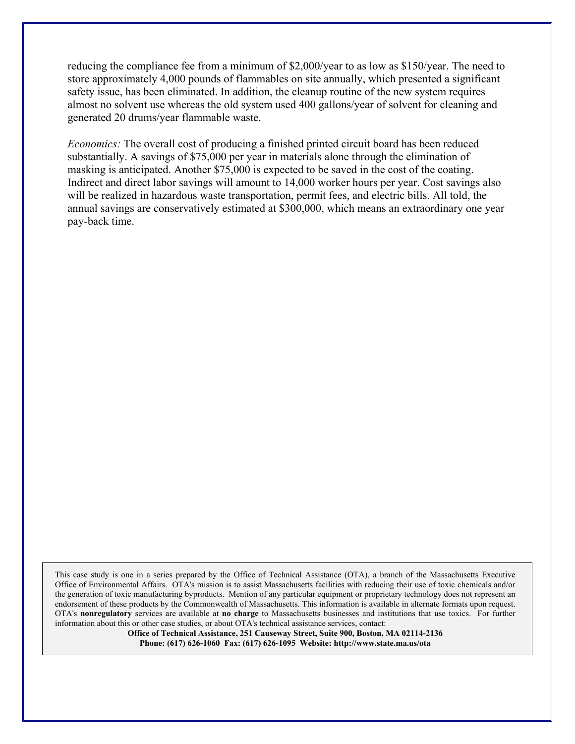reducing the compliance fee from a minimum of $2,000/year to as low as $150/year. The need to store approximately 4,000 pounds of flammables on site annually, which presented a significant safety issue, has been eliminated. In addition, the cleanup routine of the new system requires almost no solvent use whereas the old system used 400 gallons/year of solvent for cleaning and generated 20 drums/year flammable waste.

*Economics:* The overall cost of producing a finished printed circuit board has been reduced substantially. A savings of $75,000 per year in materials alone through the elimination of masking is anticipated. Another $75,000 is expected to be saved in the cost of the coating. Indirect and direct labor savings will amount to 14,000 worker hours per year. Cost savings also will be realized in hazardous waste transportation, permit fees, and electric bills. All told, the annual savings are conservatively estimated at $300,000, which means an extraordinary one year pay-back time.

This case study is one in a series prepared by the Office of Technical Assistance (OTA), a branch of the Massachusetts Executive Office of Environmental Affairs. OTA's mission is to assist Massachusetts facilities with reducing their use of toxic chemicals and/or the generation of toxic manufacturing byproducts. Mention of any particular equipment or proprietary technology does not represent an endorsement of these products by the Commonwealth of Massachusetts. This information is available in alternate formats upon request. OTA's **nonregulatory** services are available at **no charge** to Massachusetts businesses and institutions that use toxics. For further information about this or other case studies, or about OTA's technical assistance services, contact:

**Office of Technical Assistance, 251 Causeway Street, Suite 900, Boston, MA 02114-2136**
**Phone: (617) 626-1060 Fax: (617) 626-1095 Website: http://www.state.ma.us/ota**